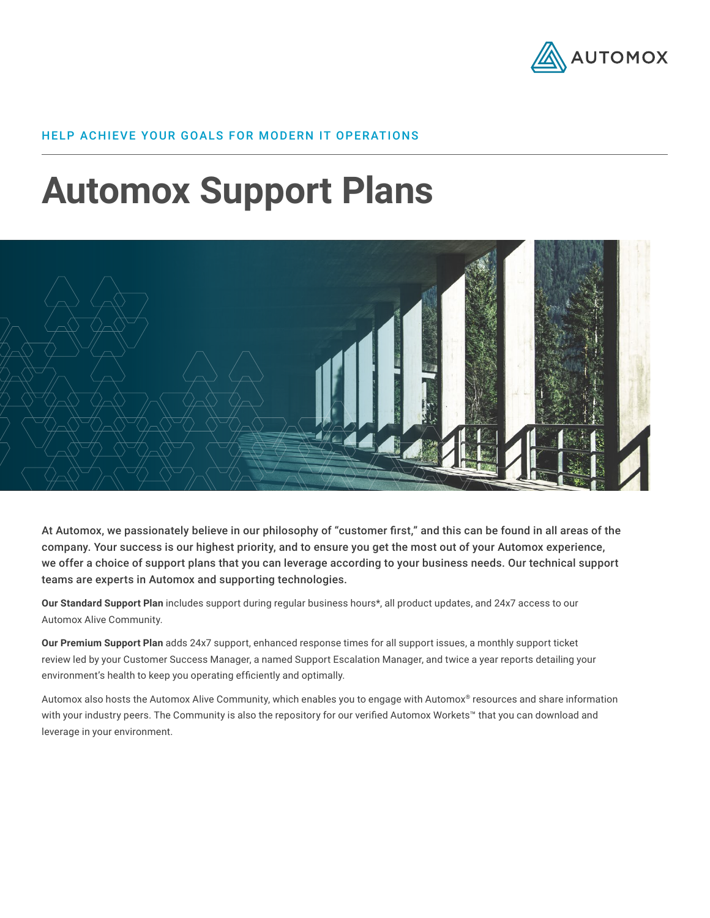AUTOMOX

HELP ACHIEVE YOUR GOALS FOR MODERN IT OPERATIONS

# Automox Support Plans

**At Automox, we passionately believe in our philosophy of "customer first," and this can be found in all areas of the company. Your success is our highest priority, and to ensure you get the most out of your Automox experience, we offer a choice of support plans that you can leverage according to your business needs. Our technical support teams are experts in Automox and supporting technologies.**

**Our Standard Support Plan** includes support during regular business hours*, all product updates, and 24x7 access to our Automox Alive Community.

**Our Premium Support Plan** adds 24x7 support, enhanced response times for all support issues, a monthly support ticket review led by your Customer Success Manager, a named Support Escalation Manager, and twice a year reports detailing your environment's health to keep you operating efficiently and optimally.

Automox also hosts the Automox Alive Community, which enables you to engage with Automox® resources and share information with your industry peers. The Community is also the repository for our verified Automox Workets™ that you can download and leverage in your environment.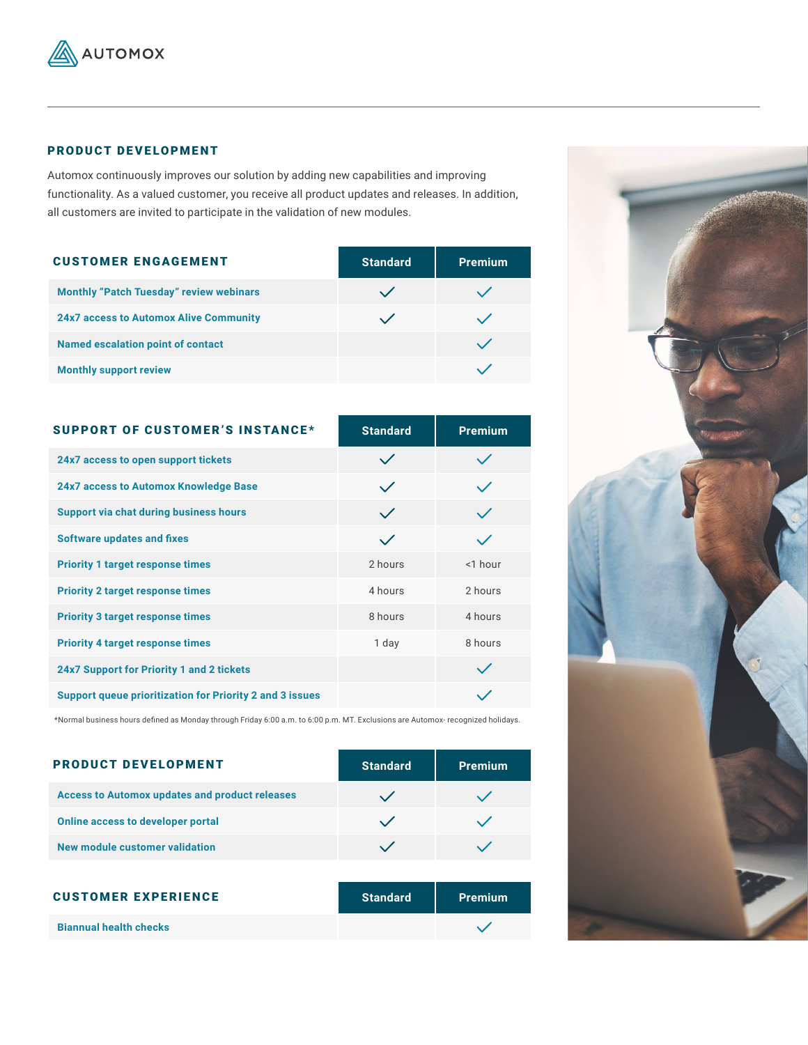## PRODUCT DEVELOPMENT

Automox continuously improves our solution by adding new capabilities and improving functionality. As a valued customer, you receive all product updates and releases. In addition, all customers are invited to participate in the validation of new modules.

| CUSTOMER ENGAGEMENT | Standard | Premium |
| --- | --- | --- |
| Monthly "Patch Tuesday" review webinars | ✓ | ✓ |
| 24x7 access to Automox Alive Community | ✓ | ✓ |
| Named escalation point of contact | | ✓ |
| Monthly support review | | ✓ |

| SUPPORT OF CUSTOMER'S INSTANCE* | Standard | Premium |
| --- | --- | --- |
| 24x7 access to open support tickets | ✓ | ✓ |
| 24x7 access to Automox Knowledge Base | ✓ | ✓ |
| Support via chat during business hours | ✓ | ✓ |
| Software updates and fixes | ✓ | ✓ |
| Priority 1 target response times | 2 hours | <1 hour |
| Priority 2 target response times | 4 hours | 2 hours |
| Priority 3 target response times | 8 hours | 4 hours |
| Priority 4 target response times | 1 day | 8 hours |
| 24x7 Support for Priority 1 and 2 tickets | | ✓ |
| Support queue prioritization for Priority 2 and 3 issues | | ✓ |

*Normal business hours defined as Monday through Friday 6:00 a.m. to 6:00 p.m. MT. Exclusions are Automox- recognized holidays.

| PRODUCT DEVELOPMENT | Standard | Premium |
| --- | --- | --- |
| Access to Automox updates and product releases | ✓ | ✓ |
| Online access to developer portal | ✓ | ✓ |
| New module customer validation | ✓ | ✓ |

| CUSTOMER EXPERIENCE | Standard | Premium |
| --- | --- | --- |
| Biannual health checks | | ✓ |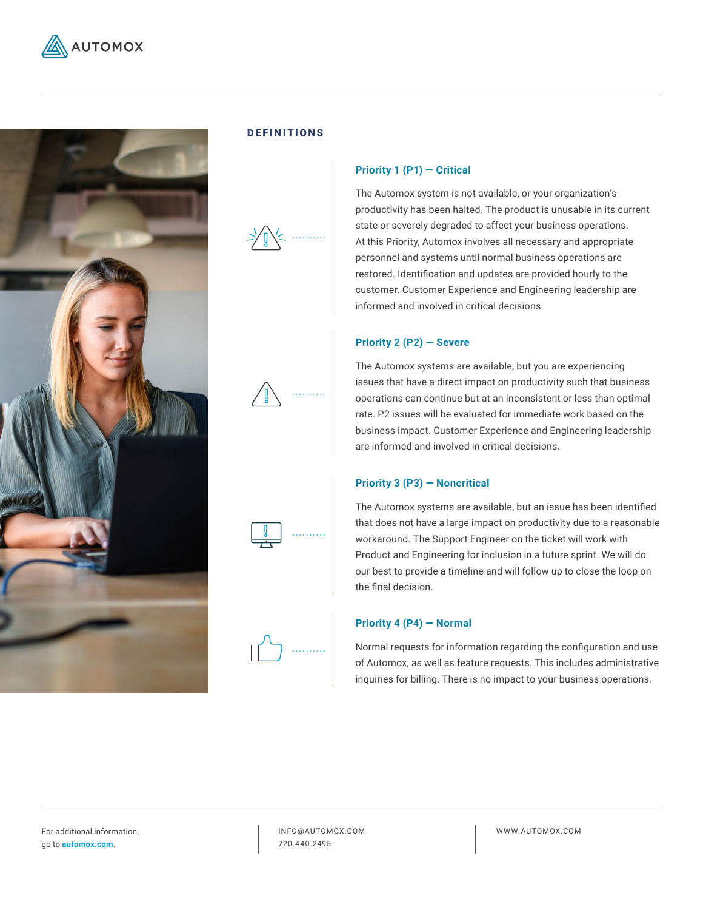## DEFINITIONS

### Priority 1 (P1) — Critical

The Automox system is not available, or your organization's productivity has been halted. The product is unusable in its current state or severely degraded to affect your business operations. At this Priority, Automox involves all necessary and appropriate personnel and systems until normal business operations are restored. Identification and updates are provided hourly to the customer. Customer Experience and Engineering leadership are informed and involved in critical decisions.

### Priority 2 (P2) — Severe

The Automox systems are available, but you are experiencing issues that have a direct impact on productivity such that business operations can continue but at an inconsistent or less than optimal rate. P2 issues will be evaluated for immediate work based on the business impact. Customer Experience and Engineering leadership are informed and involved in critical decisions.

### Priority 3 (P3) — Noncritical

The Automox systems are available, but an issue has been identified that does not have a large impact on productivity due to a reasonable workaround. The Support Engineer on the ticket will work with Product and Engineering for inclusion in a future sprint. We will do our best to provide a timeline and will follow up to close the loop on the final decision.

### Priority 4 (P4) — Normal

Normal requests for information regarding the configuration and use of Automox, as well as feature requests. This includes administrative inquiries for billing. There is no impact to your business operations.

For additional information, go to **automox.com**.

INFO@AUTOMOX.COM
720.440.2495

WWW.AUTOMOX.COM